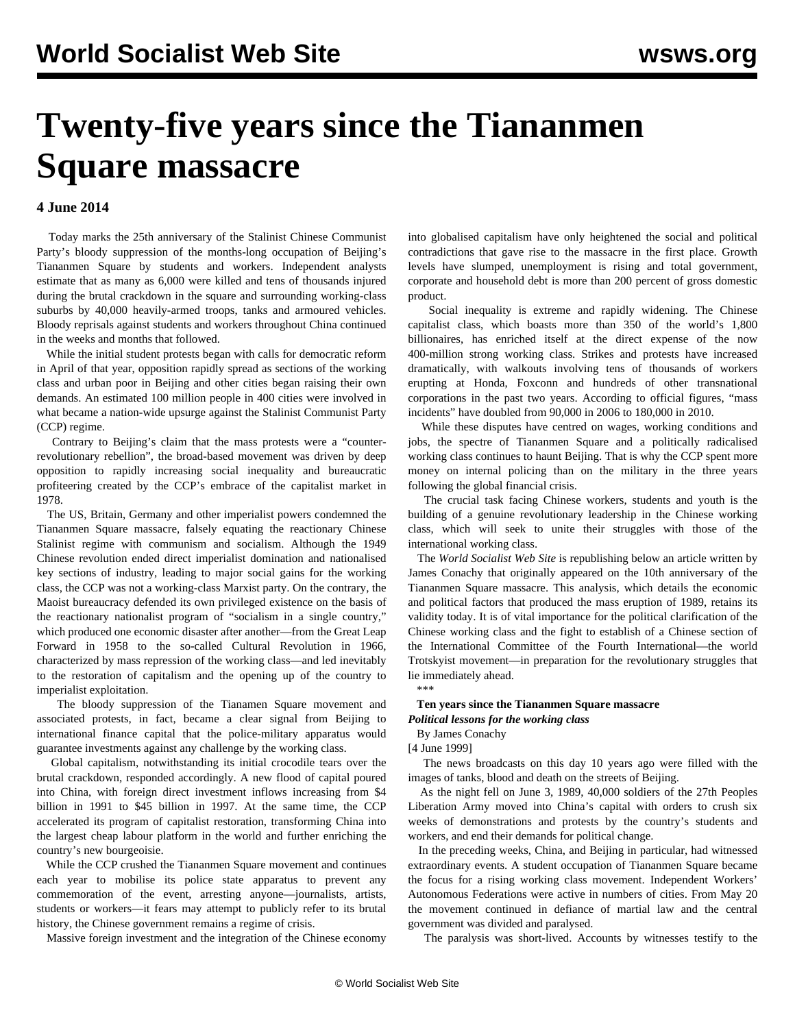# Twenty-five years since the Tiananmen Square massacre

**4 June 2014**

Today marks the 25th anniversary of the Stalinist Chinese Communist Party's bloody suppression of the months-long occupation of Beijing's Tiananmen Square by students and workers. Independent analysts estimate that as many as 6,000 were killed and tens of thousands injured during the brutal crackdown in the square and surrounding working-class suburbs by 40,000 heavily-armed troops, tanks and armoured vehicles. Bloody reprisals against students and workers throughout China continued in the weeks and months that followed.

While the initial student protests began with calls for democratic reform in April of that year, opposition rapidly spread as sections of the working class and urban poor in Beijing and other cities began raising their own demands. An estimated 100 million people in 400 cities were involved in what became a nation-wide upsurge against the Stalinist Communist Party (CCP) regime.

Contrary to Beijing's claim that the mass protests were a "counter-revolutionary rebellion", the broad-based movement was driven by deep opposition to rapidly increasing social inequality and bureaucratic profiteering created by the CCP's embrace of the capitalist market in 1978.

The US, Britain, Germany and other imperialist powers condemned the Tiananmen Square massacre, falsely equating the reactionary Chinese Stalinist regime with communism and socialism. Although the 1949 Chinese revolution ended direct imperialist domination and nationalised key sections of industry, leading to major social gains for the working class, the CCP was not a working-class Marxist party. On the contrary, the Maoist bureaucracy defended its own privileged existence on the basis of the reactionary nationalist program of "socialism in a single country," which produced one economic disaster after another—from the Great Leap Forward in 1958 to the so-called Cultural Revolution in 1966, characterized by mass repression of the working class—and led inevitably to the restoration of capitalism and the opening up of the country to imperialist exploitation.

The bloody suppression of the Tianamen Square movement and associated protests, in fact, became a clear signal from Beijing to international finance capital that the police-military apparatus would guarantee investments against any challenge by the working class.

Global capitalism, notwithstanding its initial crocodile tears over the brutal crackdown, responded accordingly. A new flood of capital poured into China, with foreign direct investment inflows increasing from $4 billion in 1991 to $45 billion in 1997. At the same time, the CCP accelerated its program of capitalist restoration, transforming China into the largest cheap labour platform in the world and further enriching the country's new bourgeoisie.

While the CCP crushed the Tiananmen Square movement and continues each year to mobilise its police state apparatus to prevent any commemoration of the event, arresting anyone—journalists, artists, students or workers—it fears may attempt to publicly refer to its brutal history, the Chinese government remains a regime of crisis.

Massive foreign investment and the integration of the Chinese economy into globalised capitalism have only heightened the social and political contradictions that gave rise to the massacre in the first place. Growth levels have slumped, unemployment is rising and total government, corporate and household debt is more than 200 percent of gross domestic product.

Social inequality is extreme and rapidly widening. The Chinese capitalist class, which boasts more than 350 of the world's 1,800 billionaires, has enriched itself at the direct expense of the now 400-million strong working class. Strikes and protests have increased dramatically, with walkouts involving tens of thousands of workers erupting at Honda, Foxconn and hundreds of other transnational corporations in the past two years. According to official figures, "mass incidents" have doubled from 90,000 in 2006 to 180,000 in 2010.

While these disputes have centred on wages, working conditions and jobs, the spectre of Tiananmen Square and a politically radicalised working class continues to haunt Beijing. That is why the CCP spent more money on internal policing than on the military in the three years following the global financial crisis.

The crucial task facing Chinese workers, students and youth is the building of a genuine revolutionary leadership in the Chinese working class, which will seek to unite their struggles with those of the international working class.

The *World Socialist Web Site* is republishing below an article written by James Conachy that originally appeared on the 10th anniversary of the Tiananmen Square massacre. This analysis, which details the economic and political factors that produced the mass eruption of 1989, retains its validity today. It is of vital importance for the political clarification of the Chinese working class and the fight to establish of a Chinese section of the International Committee of the Fourth International—the world Trotskyist movement—in preparation for the revolutionary struggles that lie immediately ahead.

\*\*\*

**Ten years since the Tiananmen Square massacre**

***Political lessons for the working class***

By James Conachy

[4 June 1999]

The news broadcasts on this day 10 years ago were filled with the images of tanks, blood and death on the streets of Beijing.

As the night fell on June 3, 1989, 40,000 soldiers of the 27th Peoples Liberation Army moved into China's capital with orders to crush six weeks of demonstrations and protests by the country's students and workers, and end their demands for political change.

In the preceding weeks, China, and Beijing in particular, had witnessed extraordinary events. A student occupation of Tiananmen Square became the focus for a rising working class movement. Independent Workers' Autonomous Federations were active in numbers of cities. From May 20 the movement continued in defiance of martial law and the central government was divided and paralysed.

The paralysis was short-lived. Accounts by witnesses testify to the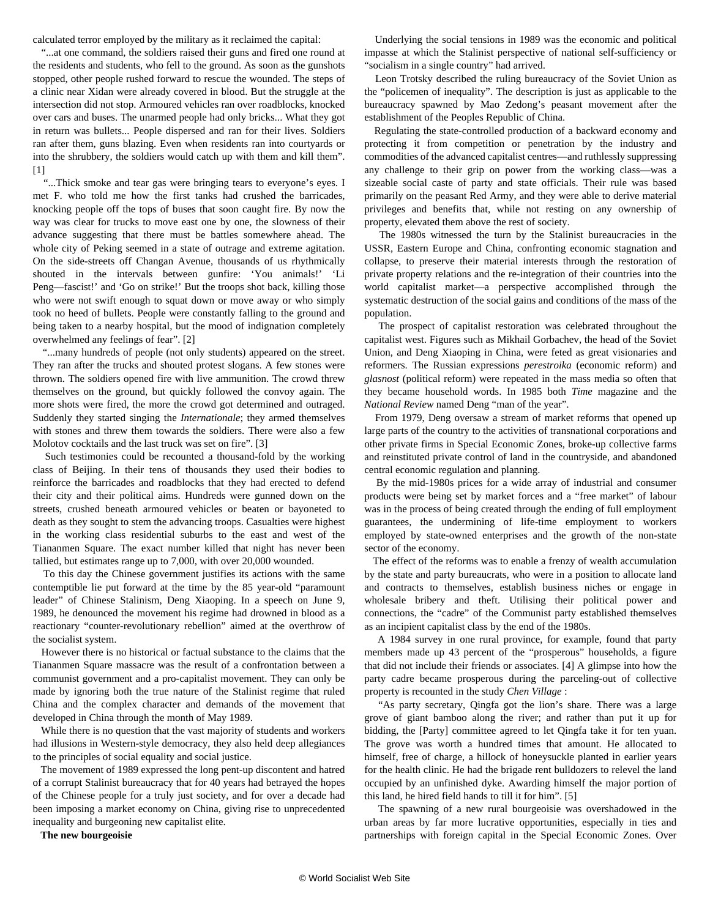calculated terror employed by the military as it reclaimed the capital:

"...at one command, the soldiers raised their guns and fired one round at the residents and students, who fell to the ground. As soon as the gunshots stopped, other people rushed forward to rescue the wounded. The steps of a clinic near Xidan were already covered in blood. But the struggle at the intersection did not stop. Armoured vehicles ran over roadblocks, knocked over cars and buses. The unarmed people had only bricks... What they got in return was bullets... People dispersed and ran for their lives. Soldiers ran after them, guns blazing. Even when residents ran into courtyards or into the shrubbery, the soldiers would catch up with them and kill them". [1]

"...Thick smoke and tear gas were bringing tears to everyone's eyes. I met F. who told me how the first tanks had crushed the barricades, knocking people off the tops of buses that soon caught fire. By now the way was clear for trucks to move east one by one, the slowness of their advance suggesting that there must be battles somewhere ahead. The whole city of Peking seemed in a state of outrage and extreme agitation. On the side-streets off Changan Avenue, thousands of us rhythmically shouted in the intervals between gunfire: 'You animals!' 'Li Peng—fascist!' and 'Go on strike!' But the troops shot back, killing those who were not swift enough to squat down or move away or who simply took no heed of bullets. People were constantly falling to the ground and being taken to a nearby hospital, but the mood of indignation completely overwhelmed any feelings of fear". [2]

"...many hundreds of people (not only students) appeared on the street. They ran after the trucks and shouted protest slogans. A few stones were thrown. The soldiers opened fire with live ammunition. The crowd threw themselves on the ground, but quickly followed the convoy again. The more shots were fired, the more the crowd got determined and outraged. Suddenly they started singing the *Internationale*; they armed themselves with stones and threw them towards the soldiers. There were also a few Molotov cocktails and the last truck was set on fire". [3]

Such testimonies could be recounted a thousand-fold by the working class of Beijing. In their tens of thousands they used their bodies to reinforce the barricades and roadblocks that they had erected to defend their city and their political aims. Hundreds were gunned down on the streets, crushed beneath armoured vehicles or beaten or bayoneted to death as they sought to stem the advancing troops. Casualties were highest in the working class residential suburbs to the east and west of the Tiananmen Square. The exact number killed that night has never been tallied, but estimates range up to 7,000, with over 20,000 wounded.

To this day the Chinese government justifies its actions with the same contemptible lie put forward at the time by the 85 year-old "paramount leader" of Chinese Stalinism, Deng Xiaoping. In a speech on June 9, 1989, he denounced the movement his regime had drowned in blood as a reactionary "counter-revolutionary rebellion" aimed at the overthrow of the socialist system.

However there is no historical or factual substance to the claims that the Tiananmen Square massacre was the result of a confrontation between a communist government and a pro-capitalist movement. They can only be made by ignoring both the true nature of the Stalinist regime that ruled China and the complex character and demands of the movement that developed in China through the month of May 1989.

While there is no question that the vast majority of students and workers had illusions in Western-style democracy, they also held deep allegiances to the principles of social equality and social justice.

The movement of 1989 expressed the long pent-up discontent and hatred of a corrupt Stalinist bureaucracy that for 40 years had betrayed the hopes of the Chinese people for a truly just society, and for over a decade had been imposing a market economy on China, giving rise to unprecedented inequality and burgeoning new capitalist elite.

**The new bourgeoisie**

Underlying the social tensions in 1989 was the economic and political impasse at which the Stalinist perspective of national self-sufficiency or "socialism in a single country" had arrived.

Leon Trotsky described the ruling bureaucracy of the Soviet Union as the "policemen of inequality". The description is just as applicable to the bureaucracy spawned by Mao Zedong's peasant movement after the establishment of the Peoples Republic of China.

Regulating the state-controlled production of a backward economy and protecting it from competition or penetration by the industry and commodities of the advanced capitalist centres—and ruthlessly suppressing any challenge to their grip on power from the working class—was a sizeable social caste of party and state officials. Their rule was based primarily on the peasant Red Army, and they were able to derive material privileges and benefits that, while not resting on any ownership of property, elevated them above the rest of society.

The 1980s witnessed the turn by the Stalinist bureaucracies in the USSR, Eastern Europe and China, confronting economic stagnation and collapse, to preserve their material interests through the restoration of private property relations and the re-integration of their countries into the world capitalist market—a perspective accomplished through the systematic destruction of the social gains and conditions of the mass of the population.

The prospect of capitalist restoration was celebrated throughout the capitalist west. Figures such as Mikhail Gorbachev, the head of the Soviet Union, and Deng Xiaoping in China, were feted as great visionaries and reformers. The Russian expressions *perestroika* (economic reform) and *glasnost* (political reform) were repeated in the mass media so often that they became household words. In 1985 both *Time* magazine and the *National Review* named Deng "man of the year".

From 1979, Deng oversaw a stream of market reforms that opened up large parts of the country to the activities of transnational corporations and other private firms in Special Economic Zones, broke-up collective farms and reinstituted private control of land in the countryside, and abandoned central economic regulation and planning.

By the mid-1980s prices for a wide array of industrial and consumer products were being set by market forces and a "free market" of labour was in the process of being created through the ending of full employment guarantees, the undermining of life-time employment to workers employed by state-owned enterprises and the growth of the non-state sector of the economy.

The effect of the reforms was to enable a frenzy of wealth accumulation by the state and party bureaucrats, who were in a position to allocate land and contracts to themselves, establish business niches or engage in wholesale bribery and theft. Utilising their political power and connections, the "cadre" of the Communist party established themselves as an incipient capitalist class by the end of the 1980s.

A 1984 survey in one rural province, for example, found that party members made up 43 percent of the "prosperous" households, a figure that did not include their friends or associates. [4] A glimpse into how the party cadre became prosperous during the parceling-out of collective property is recounted in the study *Chen Village* :

"As party secretary, Qingfa got the lion's share. There was a large grove of giant bamboo along the river; and rather than put it up for bidding, the [Party] committee agreed to let Qingfa take it for ten yuan. The grove was worth a hundred times that amount. He allocated to himself, free of charge, a hillock of honeysuckle planted in earlier years for the health clinic. He had the brigade rent bulldozers to relevel the land occupied by an unfinished dyke. Awarding himself the major portion of this land, he hired field hands to till it for him". [5]

The spawning of a new rural bourgeoisie was overshadowed in the urban areas by far more lucrative opportunities, especially in ties and partnerships with foreign capital in the Special Economic Zones. Over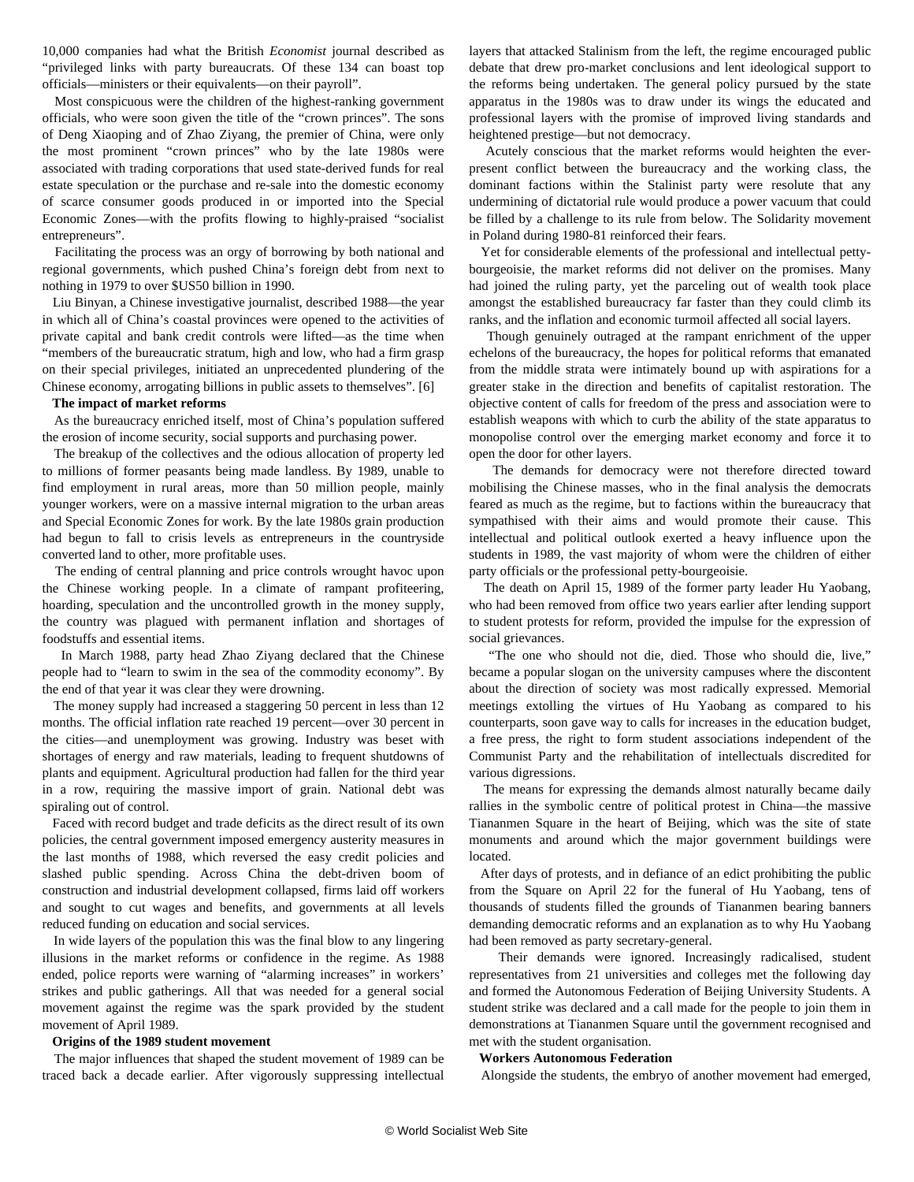10,000 companies had what the British *Economist* journal described as "privileged links with party bureaucrats. Of these 134 can boast top officials—ministers or their equivalents—on their payroll".

Most conspicuous were the children of the highest-ranking government officials, who were soon given the title of the "crown princes". The sons of Deng Xiaoping and of Zhao Ziyang, the premier of China, were only the most prominent "crown princes" who by the late 1980s were associated with trading corporations that used state-derived funds for real estate speculation or the purchase and re-sale into the domestic economy of scarce consumer goods produced in or imported into the Special Economic Zones—with the profits flowing to highly-praised "socialist entrepreneurs".

Facilitating the process was an orgy of borrowing by both national and regional governments, which pushed China's foreign debt from next to nothing in 1979 to over $US50 billion in 1990.

Liu Binyan, a Chinese investigative journalist, described 1988—the year in which all of China's coastal provinces were opened to the activities of private capital and bank credit controls were lifted—as the time when "members of the bureaucratic stratum, high and low, who had a firm grasp on their special privileges, initiated an unprecedented plundering of the Chinese economy, arrogating billions in public assets to themselves". [6]

**The impact of market reforms**

As the bureaucracy enriched itself, most of China's population suffered the erosion of income security, social supports and purchasing power.

The breakup of the collectives and the odious allocation of property led to millions of former peasants being made landless. By 1989, unable to find employment in rural areas, more than 50 million people, mainly younger workers, were on a massive internal migration to the urban areas and Special Economic Zones for work. By the late 1980s grain production had begun to fall to crisis levels as entrepreneurs in the countryside converted land to other, more profitable uses.

The ending of central planning and price controls wrought havoc upon the Chinese working people. In a climate of rampant profiteering, hoarding, speculation and the uncontrolled growth in the money supply, the country was plagued with permanent inflation and shortages of foodstuffs and essential items.

In March 1988, party head Zhao Ziyang declared that the Chinese people had to "learn to swim in the sea of the commodity economy". By the end of that year it was clear they were drowning.

The money supply had increased a staggering 50 percent in less than 12 months. The official inflation rate reached 19 percent—over 30 percent in the cities—and unemployment was growing. Industry was beset with shortages of energy and raw materials, leading to frequent shutdowns of plants and equipment. Agricultural production had fallen for the third year in a row, requiring the massive import of grain. National debt was spiraling out of control.

Faced with record budget and trade deficits as the direct result of its own policies, the central government imposed emergency austerity measures in the last months of 1988, which reversed the easy credit policies and slashed public spending. Across China the debt-driven boom of construction and industrial development collapsed, firms laid off workers and sought to cut wages and benefits, and governments at all levels reduced funding on education and social services.

In wide layers of the population this was the final blow to any lingering illusions in the market reforms or confidence in the regime. As 1988 ended, police reports were warning of "alarming increases" in workers' strikes and public gatherings. All that was needed for a general social movement against the regime was the spark provided by the student movement of April 1989.

**Origins of the 1989 student movement**

The major influences that shaped the student movement of 1989 can be traced back a decade earlier. After vigorously suppressing intellectual layers that attacked Stalinism from the left, the regime encouraged public debate that drew pro-market conclusions and lent ideological support to the reforms being undertaken. The general policy pursued by the state apparatus in the 1980s was to draw under its wings the educated and professional layers with the promise of improved living standards and heightened prestige—but not democracy.

Acutely conscious that the market reforms would heighten the ever-present conflict between the bureaucracy and the working class, the dominant factions within the Stalinist party were resolute that any undermining of dictatorial rule would produce a power vacuum that could be filled by a challenge to its rule from below. The Solidarity movement in Poland during 1980-81 reinforced their fears.

Yet for considerable elements of the professional and intellectual petty-bourgeoisie, the market reforms did not deliver on the promises. Many had joined the ruling party, yet the parceling out of wealth took place amongst the established bureaucracy far faster than they could climb its ranks, and the inflation and economic turmoil affected all social layers.

Though genuinely outraged at the rampant enrichment of the upper echelons of the bureaucracy, the hopes for political reforms that emanated from the middle strata were intimately bound up with aspirations for a greater stake in the direction and benefits of capitalist restoration. The objective content of calls for freedom of the press and association were to establish weapons with which to curb the ability of the state apparatus to monopolise control over the emerging market economy and force it to open the door for other layers.

The demands for democracy were not therefore directed toward mobilising the Chinese masses, who in the final analysis the democrats feared as much as the regime, but to factions within the bureaucracy that sympathised with their aims and would promote their cause. This intellectual and political outlook exerted a heavy influence upon the students in 1989, the vast majority of whom were the children of either party officials or the professional petty-bourgeoisie.

The death on April 15, 1989 of the former party leader Hu Yaobang, who had been removed from office two years earlier after lending support to student protests for reform, provided the impulse for the expression of social grievances.

"The one who should not die, died. Those who should die, live," became a popular slogan on the university campuses where the discontent about the direction of society was most radically expressed. Memorial meetings extolling the virtues of Hu Yaobang as compared to his counterparts, soon gave way to calls for increases in the education budget, a free press, the right to form student associations independent of the Communist Party and the rehabilitation of intellectuals discredited for various digressions.

The means for expressing the demands almost naturally became daily rallies in the symbolic centre of political protest in China—the massive Tiananmen Square in the heart of Beijing, which was the site of state monuments and around which the major government buildings were located.

After days of protests, and in defiance of an edict prohibiting the public from the Square on April 22 for the funeral of Hu Yaobang, tens of thousands of students filled the grounds of Tiananmen bearing banners demanding democratic reforms and an explanation as to why Hu Yaobang had been removed as party secretary-general.

Their demands were ignored. Increasingly radicalised, student representatives from 21 universities and colleges met the following day and formed the Autonomous Federation of Beijing University Students. A student strike was declared and a call made for the people to join them in demonstrations at Tiananmen Square until the government recognised and met with the student organisation.

**Workers Autonomous Federation**

Alongside the students, the embryo of another movement had emerged,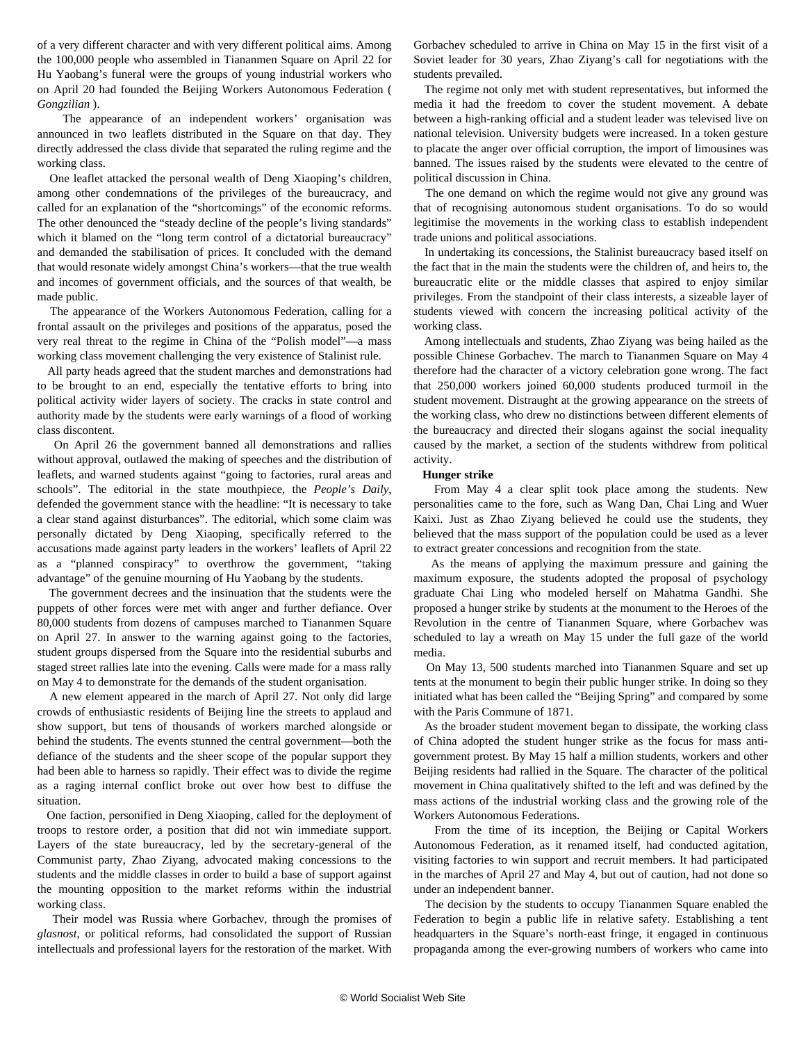of a very different character and with very different political aims. Among the 100,000 people who assembled in Tiananmen Square on April 22 for Hu Yaobang's funeral were the groups of young industrial workers who on April 20 had founded the Beijing Workers Autonomous Federation ( *Gongzilian* ).

The appearance of an independent workers' organisation was announced in two leaflets distributed in the Square on that day. They directly addressed the class divide that separated the ruling regime and the working class.

One leaflet attacked the personal wealth of Deng Xiaoping's children, among other condemnations of the privileges of the bureaucracy, and called for an explanation of the "shortcomings" of the economic reforms. The other denounced the "steady decline of the people's living standards" which it blamed on the "long term control of a dictatorial bureaucracy" and demanded the stabilisation of prices. It concluded with the demand that would resonate widely amongst China's workers—that the true wealth and incomes of government officials, and the sources of that wealth, be made public.

The appearance of the Workers Autonomous Federation, calling for a frontal assault on the privileges and positions of the apparatus, posed the very real threat to the regime in China of the "Polish model"—a mass working class movement challenging the very existence of Stalinist rule.

All party heads agreed that the student marches and demonstrations had to be brought to an end, especially the tentative efforts to bring into political activity wider layers of society. The cracks in state control and authority made by the students were early warnings of a flood of working class discontent.

On April 26 the government banned all demonstrations and rallies without approval, outlawed the making of speeches and the distribution of leaflets, and warned students against "going to factories, rural areas and schools". The editorial in the state mouthpiece, the *People's Daily*, defended the government stance with the headline: "It is necessary to take a clear stand against disturbances". The editorial, which some claim was personally dictated by Deng Xiaoping, specifically referred to the accusations made against party leaders in the workers' leaflets of April 22 as a "planned conspiracy" to overthrow the government, "taking advantage" of the genuine mourning of Hu Yaobang by the students.

The government decrees and the insinuation that the students were the puppets of other forces were met with anger and further defiance. Over 80,000 students from dozens of campuses marched to Tiananmen Square on April 27. In answer to the warning against going to the factories, student groups dispersed from the Square into the residential suburbs and staged street rallies late into the evening. Calls were made for a mass rally on May 4 to demonstrate for the demands of the student organisation.

A new element appeared in the march of April 27. Not only did large crowds of enthusiastic residents of Beijing line the streets to applaud and show support, but tens of thousands of workers marched alongside or behind the students. The events stunned the central government—both the defiance of the students and the sheer scope of the popular support they had been able to harness so rapidly. Their effect was to divide the regime as a raging internal conflict broke out over how best to diffuse the situation.

One faction, personified in Deng Xiaoping, called for the deployment of troops to restore order, a position that did not win immediate support. Layers of the state bureaucracy, led by the secretary-general of the Communist party, Zhao Ziyang, advocated making concessions to the students and the middle classes in order to build a base of support against the mounting opposition to the market reforms within the industrial working class.

Their model was Russia where Gorbachev, through the promises of *glasnost*, or political reforms, had consolidated the support of Russian intellectuals and professional layers for the restoration of the market. With Gorbachev scheduled to arrive in China on May 15 in the first visit of a Soviet leader for 30 years, Zhao Ziyang's call for negotiations with the students prevailed.

The regime not only met with student representatives, but informed the media it had the freedom to cover the student movement. A debate between a high-ranking official and a student leader was televised live on national television. University budgets were increased. In a token gesture to placate the anger over official corruption, the import of limousines was banned. The issues raised by the students were elevated to the centre of political discussion in China.

The one demand on which the regime would not give any ground was that of recognising autonomous student organisations. To do so would legitimise the movements in the working class to establish independent trade unions and political associations.

In undertaking its concessions, the Stalinist bureaucracy based itself on the fact that in the main the students were the children of, and heirs to, the bureaucratic elite or the middle classes that aspired to enjoy similar privileges. From the standpoint of their class interests, a sizeable layer of students viewed with concern the increasing political activity of the working class.

Among intellectuals and students, Zhao Ziyang was being hailed as the possible Chinese Gorbachev. The march to Tiananmen Square on May 4 therefore had the character of a victory celebration gone wrong. The fact that 250,000 workers joined 60,000 students produced turmoil in the student movement. Distraught at the growing appearance on the streets of the working class, who drew no distinctions between different elements of the bureaucracy and directed their slogans against the social inequality caused by the market, a section of the students withdrew from political activity.

**Hunger strike**

From May 4 a clear split took place among the students. New personalities came to the fore, such as Wang Dan, Chai Ling and Wuer Kaixi. Just as Zhao Ziyang believed he could use the students, they believed that the mass support of the population could be used as a lever to extract greater concessions and recognition from the state.

As the means of applying the maximum pressure and gaining the maximum exposure, the students adopted the proposal of psychology graduate Chai Ling who modeled herself on Mahatma Gandhi. She proposed a hunger strike by students at the monument to the Heroes of the Revolution in the centre of Tiananmen Square, where Gorbachev was scheduled to lay a wreath on May 15 under the full gaze of the world media.

On May 13, 500 students marched into Tiananmen Square and set up tents at the monument to begin their public hunger strike. In doing so they initiated what has been called the "Beijing Spring" and compared by some with the Paris Commune of 1871.

As the broader student movement began to dissipate, the working class of China adopted the student hunger strike as the focus for mass anti-government protest. By May 15 half a million students, workers and other Beijing residents had rallied in the Square. The character of the political movement in China qualitatively shifted to the left and was defined by the mass actions of the industrial working class and the growing role of the Workers Autonomous Federations.

From the time of its inception, the Beijing or Capital Workers Autonomous Federation, as it renamed itself, had conducted agitation, visiting factories to win support and recruit members. It had participated in the marches of April 27 and May 4, but out of caution, had not done so under an independent banner.

The decision by the students to occupy Tiananmen Square enabled the Federation to begin a public life in relative safety. Establishing a tent headquarters in the Square's north-east fringe, it engaged in continuous propaganda among the ever-growing numbers of workers who came into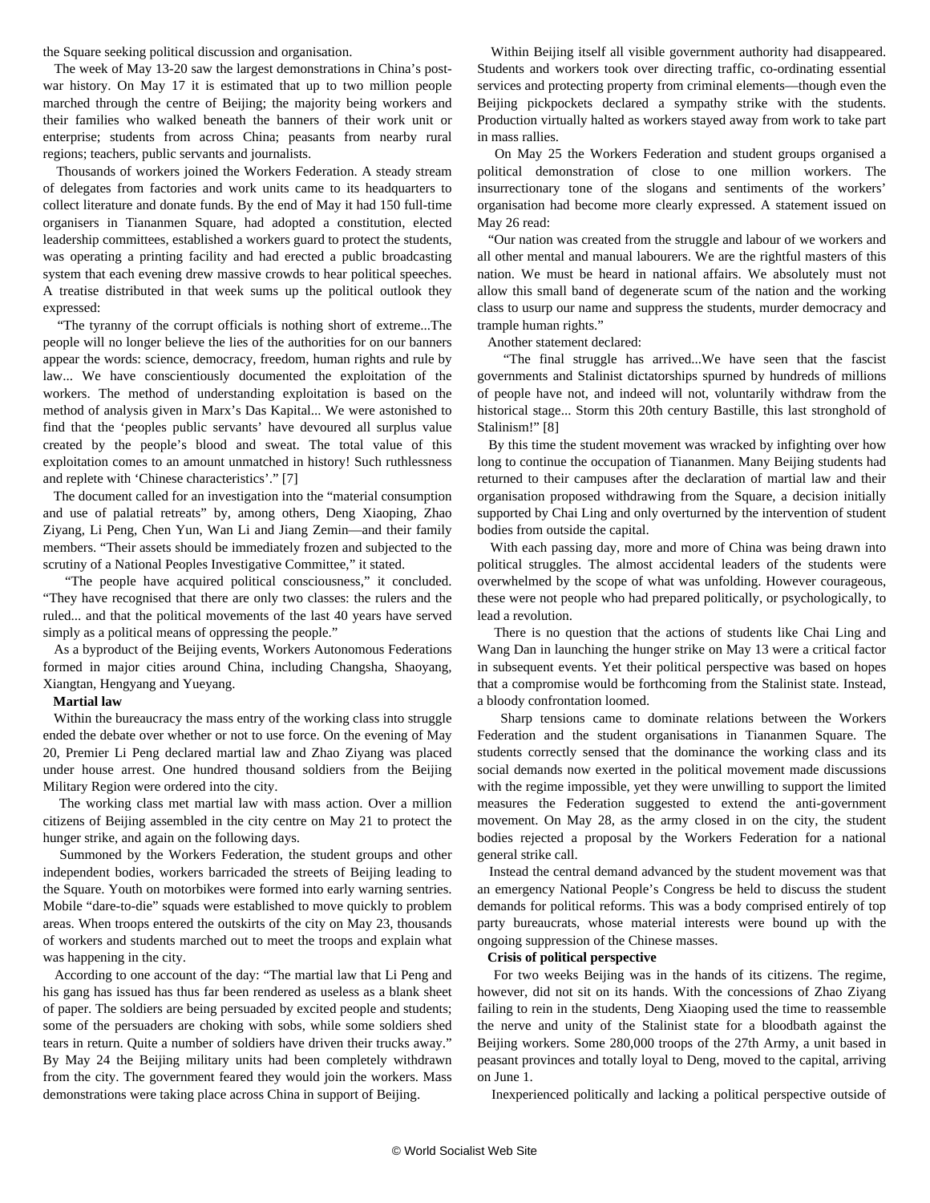the Square seeking political discussion and organisation.

The week of May 13-20 saw the largest demonstrations in China's post-war history. On May 17 it is estimated that up to two million people marched through the centre of Beijing; the majority being workers and their families who walked beneath the banners of their work unit or enterprise; students from across China; peasants from nearby rural regions; teachers, public servants and journalists.

Thousands of workers joined the Workers Federation. A steady stream of delegates from factories and work units came to its headquarters to collect literature and donate funds. By the end of May it had 150 full-time organisers in Tiananmen Square, had adopted a constitution, elected leadership committees, established a workers guard to protect the students, was operating a printing facility and had erected a public broadcasting system that each evening drew massive crowds to hear political speeches. A treatise distributed in that week sums up the political outlook they expressed:

"The tyranny of the corrupt officials is nothing short of extreme...The people will no longer believe the lies of the authorities for on our banners appear the words: science, democracy, freedom, human rights and rule by law... We have conscientiously documented the exploitation of the workers. The method of understanding exploitation is based on the method of analysis given in Marx's Das Kapital... We were astonished to find that the 'peoples public servants' have devoured all surplus value created by the people's blood and sweat. The total value of this exploitation comes to an amount unmatched in history! Such ruthlessness and replete with 'Chinese characteristics'." [7]

The document called for an investigation into the "material consumption and use of palatial retreats" by, among others, Deng Xiaoping, Zhao Ziyang, Li Peng, Chen Yun, Wan Li and Jiang Zemin—and their family members. "Their assets should be immediately frozen and subjected to the scrutiny of a National Peoples Investigative Committee," it stated.

"The people have acquired political consciousness," it concluded. "They have recognised that there are only two classes: the rulers and the ruled... and that the political movements of the last 40 years have served simply as a political means of oppressing the people."

As a byproduct of the Beijing events, Workers Autonomous Federations formed in major cities around China, including Changsha, Shaoyang, Xiangtan, Hengyang and Yueyang.

**Martial law**

Within the bureaucracy the mass entry of the working class into struggle ended the debate over whether or not to use force. On the evening of May 20, Premier Li Peng declared martial law and Zhao Ziyang was placed under house arrest. One hundred thousand soldiers from the Beijing Military Region were ordered into the city.

The working class met martial law with mass action. Over a million citizens of Beijing assembled in the city centre on May 21 to protect the hunger strike, and again on the following days.

Summoned by the Workers Federation, the student groups and other independent bodies, workers barricaded the streets of Beijing leading to the Square. Youth on motorbikes were formed into early warning sentries. Mobile "dare-to-die" squads were established to move quickly to problem areas. When troops entered the outskirts of the city on May 23, thousands of workers and students marched out to meet the troops and explain what was happening in the city.

According to one account of the day: "The martial law that Li Peng and his gang has issued has thus far been rendered as useless as a blank sheet of paper. The soldiers are being persuaded by excited people and students; some of the persuaders are choking with sobs, while some soldiers shed tears in return. Quite a number of soldiers have driven their trucks away." By May 24 the Beijing military units had been completely withdrawn from the city. The government feared they would join the workers. Mass demonstrations were taking place across China in support of Beijing.

Within Beijing itself all visible government authority had disappeared. Students and workers took over directing traffic, co-ordinating essential services and protecting property from criminal elements—though even the Beijing pickpockets declared a sympathy strike with the students. Production virtually halted as workers stayed away from work to take part in mass rallies.

On May 25 the Workers Federation and student groups organised a political demonstration of close to one million workers. The insurrectionary tone of the slogans and sentiments of the workers' organisation had become more clearly expressed. A statement issued on May 26 read:

"Our nation was created from the struggle and labour of we workers and all other mental and manual labourers. We are the rightful masters of this nation. We must be heard in national affairs. We absolutely must not allow this small band of degenerate scum of the nation and the working class to usurp our name and suppress the students, murder democracy and trample human rights."

Another statement declared:

"The final struggle has arrived...We have seen that the fascist governments and Stalinist dictatorships spurned by hundreds of millions of people have not, and indeed will not, voluntarily withdraw from the historical stage... Storm this 20th century Bastille, this last stronghold of Stalinism!" [8]

By this time the student movement was wracked by infighting over how long to continue the occupation of Tiananmen. Many Beijing students had returned to their campuses after the declaration of martial law and their organisation proposed withdrawing from the Square, a decision initially supported by Chai Ling and only overturned by the intervention of student bodies from outside the capital.

With each passing day, more and more of China was being drawn into political struggles. The almost accidental leaders of the students were overwhelmed by the scope of what was unfolding. However courageous, these were not people who had prepared politically, or psychologically, to lead a revolution.

There is no question that the actions of students like Chai Ling and Wang Dan in launching the hunger strike on May 13 were a critical factor in subsequent events. Yet their political perspective was based on hopes that a compromise would be forthcoming from the Stalinist state. Instead, a bloody confrontation loomed.

Sharp tensions came to dominate relations between the Workers Federation and the student organisations in Tiananmen Square. The students correctly sensed that the dominance the working class and its social demands now exerted in the political movement made discussions with the regime impossible, yet they were unwilling to support the limited measures the Federation suggested to extend the anti-government movement. On May 28, as the army closed in on the city, the student bodies rejected a proposal by the Workers Federation for a national general strike call.

Instead the central demand advanced by the student movement was that an emergency National People's Congress be held to discuss the student demands for political reforms. This was a body comprised entirely of top party bureaucrats, whose material interests were bound up with the ongoing suppression of the Chinese masses.

**Crisis of political perspective**

For two weeks Beijing was in the hands of its citizens. The regime, however, did not sit on its hands. With the concessions of Zhao Ziyang failing to rein in the students, Deng Xiaoping used the time to reassemble the nerve and unity of the Stalinist state for a bloodbath against the Beijing workers. Some 280,000 troops of the 27th Army, a unit based in peasant provinces and totally loyal to Deng, moved to the capital, arriving on June 1.

Inexperienced politically and lacking a political perspective outside of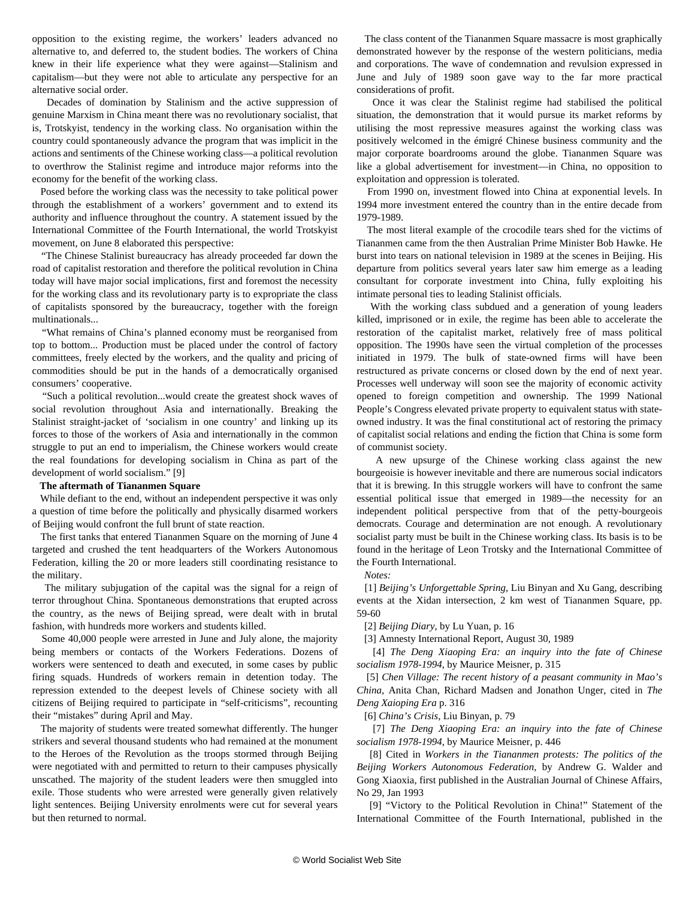opposition to the existing regime, the workers' leaders advanced no alternative to, and deferred to, the student bodies. The workers of China knew in their life experience what they were against—Stalinism and capitalism—but they were not able to articulate any perspective for an alternative social order.

Decades of domination by Stalinism and the active suppression of genuine Marxism in China meant there was no revolutionary socialist, that is, Trotskyist, tendency in the working class. No organisation within the country could spontaneously advance the program that was implicit in the actions and sentiments of the Chinese working class—a political revolution to overthrow the Stalinist regime and introduce major reforms into the economy for the benefit of the working class.

Posed before the working class was the necessity to take political power through the establishment of a workers' government and to extend its authority and influence throughout the country. A statement issued by the International Committee of the Fourth International, the world Trotskyist movement, on June 8 elaborated this perspective:

"The Chinese Stalinist bureaucracy has already proceeded far down the road of capitalist restoration and therefore the political revolution in China today will have major social implications, first and foremost the necessity for the working class and its revolutionary party is to expropriate the class of capitalists sponsored by the bureaucracy, together with the foreign multinationals...

"What remains of China's planned economy must be reorganised from top to bottom... Production must be placed under the control of factory committees, freely elected by the workers, and the quality and pricing of commodities should be put in the hands of a democratically organised consumers' cooperative.

"Such a political revolution...would create the greatest shock waves of social revolution throughout Asia and internationally. Breaking the Stalinist straight-jacket of 'socialism in one country' and linking up its forces to those of the workers of Asia and internationally in the common struggle to put an end to imperialism, the Chinese workers would create the real foundations for developing socialism in China as part of the development of world socialism." [9]

**The aftermath of Tiananmen Square**

While defiant to the end, without an independent perspective it was only a question of time before the politically and physically disarmed workers of Beijing would confront the full brunt of state reaction.

The first tanks that entered Tiananmen Square on the morning of June 4 targeted and crushed the tent headquarters of the Workers Autonomous Federation, killing the 20 or more leaders still coordinating resistance to the military.

The military subjugation of the capital was the signal for a reign of terror throughout China. Spontaneous demonstrations that erupted across the country, as the news of Beijing spread, were dealt with in brutal fashion, with hundreds more workers and students killed.

Some 40,000 people were arrested in June and July alone, the majority being members or contacts of the Workers Federations. Dozens of workers were sentenced to death and executed, in some cases by public firing squads. Hundreds of workers remain in detention today. The repression extended to the deepest levels of Chinese society with all citizens of Beijing required to participate in "self-criticisms", recounting their "mistakes" during April and May.

The majority of students were treated somewhat differently. The hunger strikers and several thousand students who had remained at the monument to the Heroes of the Revolution as the troops stormed through Beijing were negotiated with and permitted to return to their campuses physically unscathed. The majority of the student leaders were then smuggled into exile. Those students who were arrested were generally given relatively light sentences. Beijing University enrolments were cut for several years but then returned to normal.

The class content of the Tiananmen Square massacre is most graphically demonstrated however by the response of the western politicians, media and corporations. The wave of condemnation and revulsion expressed in June and July of 1989 soon gave way to the far more practical considerations of profit.

Once it was clear the Stalinist regime had stabilised the political situation, the demonstration that it would pursue its market reforms by utilising the most repressive measures against the working class was positively welcomed in the émigré Chinese business community and the major corporate boardrooms around the globe. Tiananmen Square was like a global advertisement for investment—in China, no opposition to exploitation and oppression is tolerated.

From 1990 on, investment flowed into China at exponential levels. In 1994 more investment entered the country than in the entire decade from 1979-1989.

The most literal example of the crocodile tears shed for the victims of Tiananmen came from the then Australian Prime Minister Bob Hawke. He burst into tears on national television in 1989 at the scenes in Beijing. His departure from politics several years later saw him emerge as a leading consultant for corporate investment into China, fully exploiting his intimate personal ties to leading Stalinist officials.

With the working class subdued and a generation of young leaders killed, imprisoned or in exile, the regime has been able to accelerate the restoration of the capitalist market, relatively free of mass political opposition. The 1990s have seen the virtual completion of the processes initiated in 1979. The bulk of state-owned firms will have been restructured as private concerns or closed down by the end of next year. Processes well underway will soon see the majority of economic activity opened to foreign competition and ownership. The 1999 National People's Congress elevated private property to equivalent status with state-owned industry. It was the final constitutional act of restoring the primacy of capitalist social relations and ending the fiction that China is some form of communist society.

A new upsurge of the Chinese working class against the new bourgeoisie is however inevitable and there are numerous social indicators that it is brewing. In this struggle workers will have to confront the same essential political issue that emerged in 1989—the necessity for an independent political perspective from that of the petty-bourgeois democrats. Courage and determination are not enough. A revolutionary socialist party must be built in the Chinese working class. Its basis is to be found in the heritage of Leon Trotsky and the International Committee of the Fourth International.

*Notes:*

[1] *Beijing's Unforgettable Spring*, Liu Binyan and Xu Gang, describing events at the Xidan intersection, 2 km west of Tiananmen Square, pp. 59-60

[2] *Beijing Diary*, by Lu Yuan, p. 16

[3] Amnesty International Report, August 30, 1989

[4] *The Deng Xiaoping Era: an inquiry into the fate of Chinese socialism 1978-1994*, by Maurice Meisner, p. 315

[5] *Chen Village: The recent history of a peasant community in Mao's China*, Anita Chan, Richard Madsen and Jonathon Unger, cited in *The Deng Xaioping Era* p. 316

[6] *China's Crisis*, Liu Binyan, p. 79

[7] *The Deng Xiaoping Era: an inquiry into the fate of Chinese socialism 1978-1994*, by Maurice Meisner, p. 446

[8] Cited in *Workers in the Tiananmen protests: The politics of the Beijing Workers Autonomous Federation*, by Andrew G. Walder and Gong Xiaoxia, first published in the Australian Journal of Chinese Affairs, No 29, Jan 1993

[9] "Victory to the Political Revolution in China!" Statement of the International Committee of the Fourth International, published in the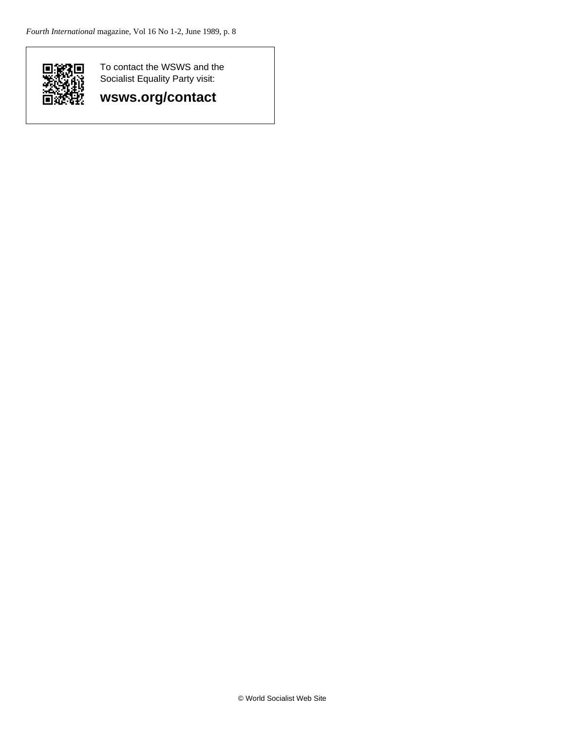*Fourth International* magazine, Vol 16 No 1-2, June 1989, p. 8

To contact the WSWS and the Socialist Equality Party visit:

**wsws.org/contact**

© World Socialist Web Site